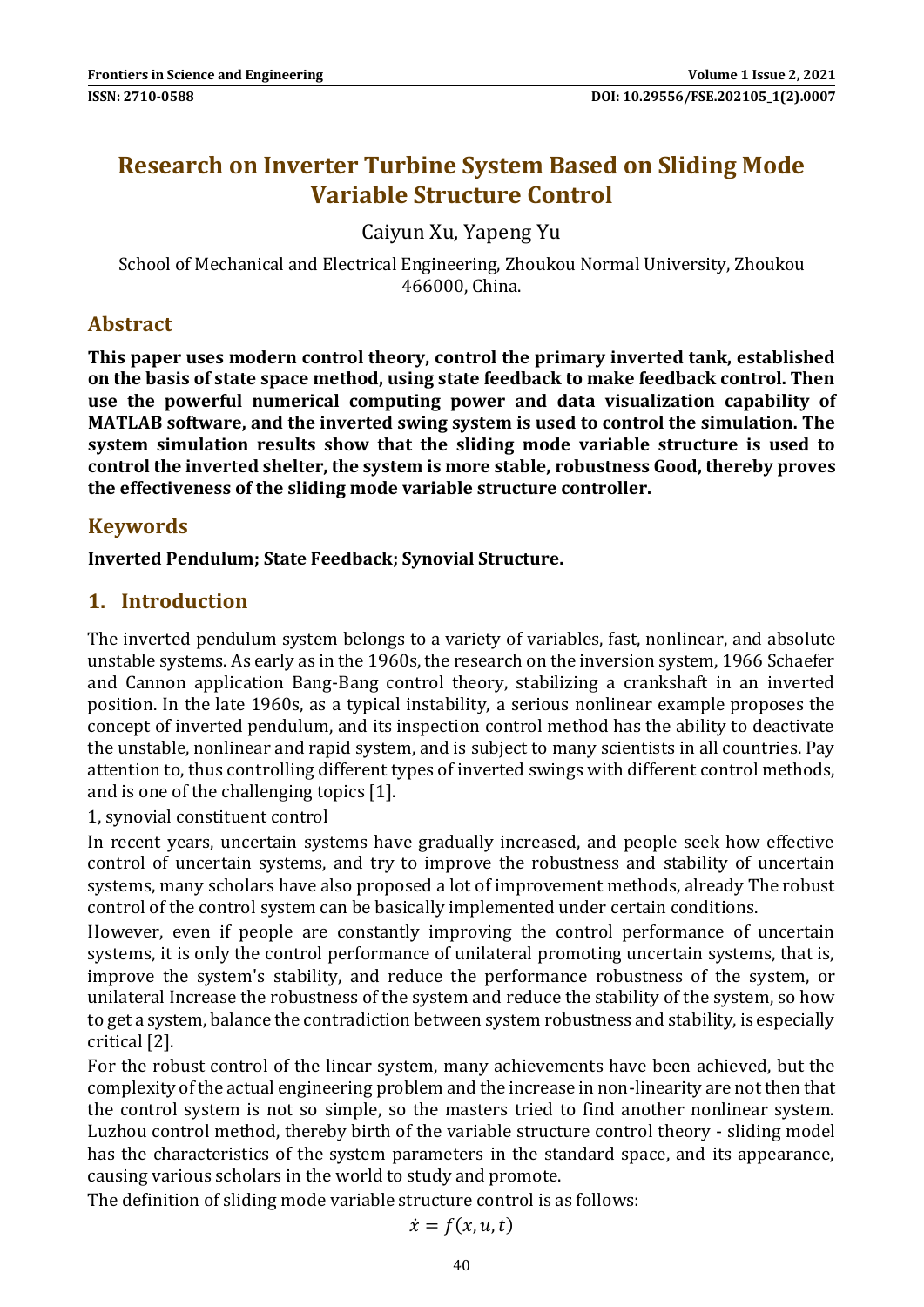# Research on Inverter Turbine System Based on Sliding Mode Variable Structure Control

Caiyun Xu, Yapeng Yu

School of Mechanical and Electrical Engineering, Zhoukou Normal University, Zhoukou 466000, China.

## Abstract

**This paper uses modern control theory, control the primary inverted tank, established on the basis of state space method, using state feedback to make feedback control. Then use the powerful numerical computing power and data visualization capability of MATLAB software, and the inverted swing system is used to control the simulation. The system simulation results show that the sliding mode variable structure is used to control the inverted shelter, the system is more stable, robustness Good, thereby proves the effectiveness of the sliding mode variable structure controller.**

## Keywords

**Inverted Pendulum; State Feedback; Synovial Structure.**

## 1. Introduction

The inverted pendulum system belongs to a variety of variables, fast, nonlinear, and absolute unstable systems. As early as in the 1960s, the research on the inversion system, 1966 Schaefer and Cannon application Bang-Bang control theory, stabilizing a crankshaft in an inverted position. In the late 1960s, as a typical instability, a serious nonlinear example proposes the concept of inverted pendulum, and its inspection control method has the ability to deactivate the unstable, nonlinear and rapid system, and is subject to many scientists in all countries. Pay attention to, thus controlling different types of inverted swings with different control methods, and is one of the challenging topics [1].

1, synovial constituent control

In recent years, uncertain systems have gradually increased, and people seek how effective control of uncertain systems, and try to improve the robustness and stability of uncertain systems, many scholars have also proposed a lot of improvement methods, already The robust control of the control system can be basically implemented under certain conditions.

However, even if people are constantly improving the control performance of uncertain systems, it is only the control performance of unilateral promoting uncertain systems, that is, improve the system's stability, and reduce the performance robustness of the system, or unilateral Increase the robustness of the system and reduce the stability of the system, so how to get a system, balance the contradiction between system robustness and stability, is especially critical [2].

For the robust control of the linear system, many achievements have been achieved, but the complexity of the actual engineering problem and the increase in non-linearity are not then that the control system is not so simple, so the masters tried to find another nonlinear system. Luzhou control method, thereby birth of the variable structure control theory - sliding model has the characteristics of the system parameters in the standard space, and its appearance, causing various scholars in the world to study and promote.

The definition of sliding mode variable structure control is as follows:

$$\dot{x} = f(x, u, t)$$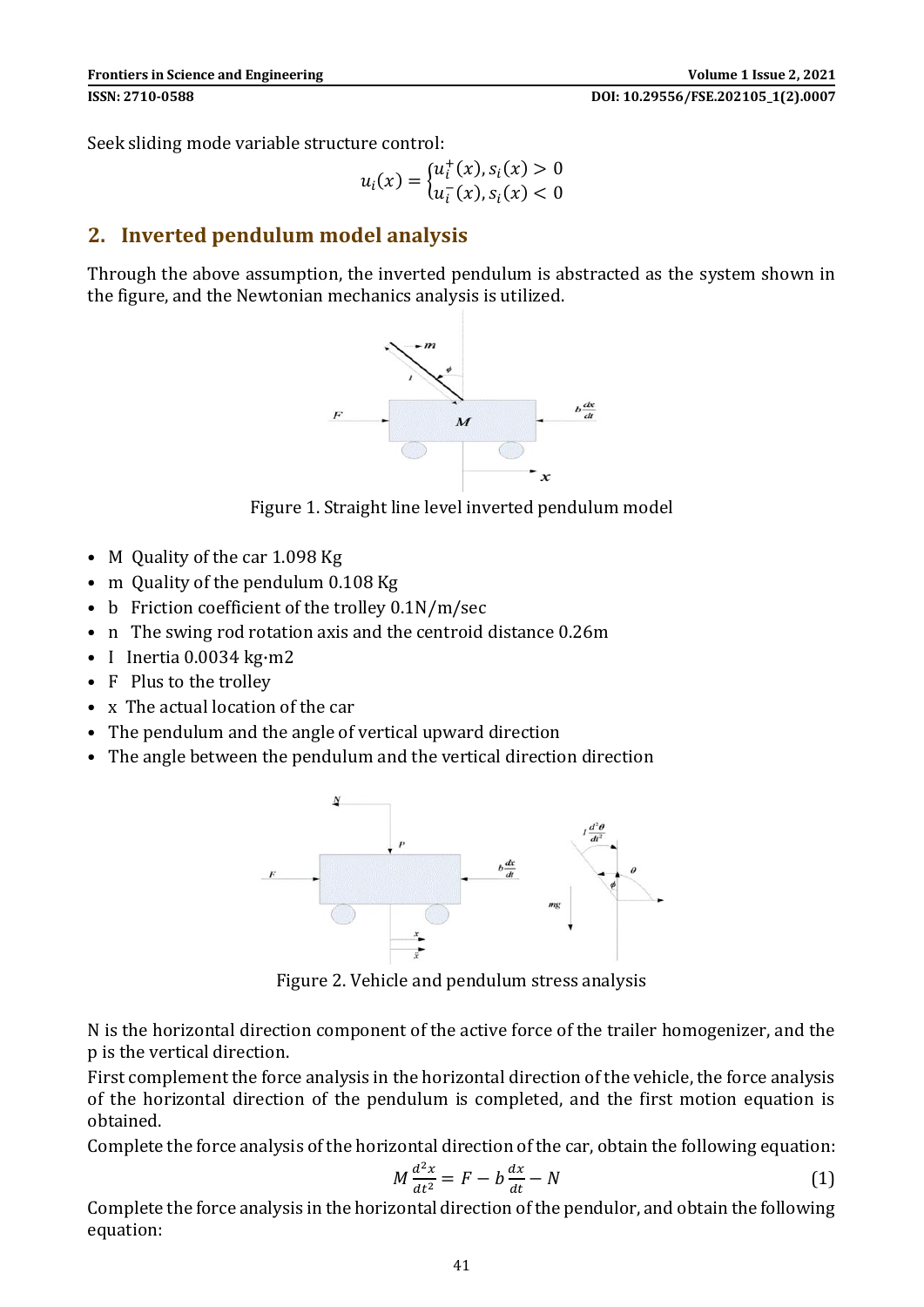Seek sliding mode variable structure control:

$$u_i(x) = \begin{cases} u_i^+(x), s_i(x) > 0 \\ u_i^-(x), s_i(x) < 0 \end{cases}$$

## 2. Inverted pendulum model analysis

Through the above assumption, the inverted pendulum is abstracted as the system shown in the figure, and the Newtonian mechanics analysis is utilized.

Figure 1. Straight line level inverted pendulum model

- M Quality of the car 1.098 Kg
- m Quality of the pendulum 0.108 Kg
- b Friction coefficient of the trolley 0.1N/m/sec
- n The swing rod rotation axis and the centroid distance 0.26m
- I Inertia 0.0034 kg·m2
- F Plus to the trolley
- x The actual location of the car
- The pendulum and the angle of vertical upward direction
- The angle between the pendulum and the vertical direction direction

Figure 2. Vehicle and pendulum stress analysis

N is the horizontal direction component of the active force of the trailer homogenizer, and the p is the vertical direction.

First complement the force analysis in the horizontal direction of the vehicle, the force analysis of the horizontal direction of the pendulum is completed, and the first motion equation is obtained.

Complete the force analysis of the horizontal direction of the car, obtain the following equation:

$$M\frac{d^2x}{dt^2} = F - b\frac{dx}{dt} - N \tag{1}$$

Complete the force analysis in the horizontal direction of the pendulor, and obtain the following equation: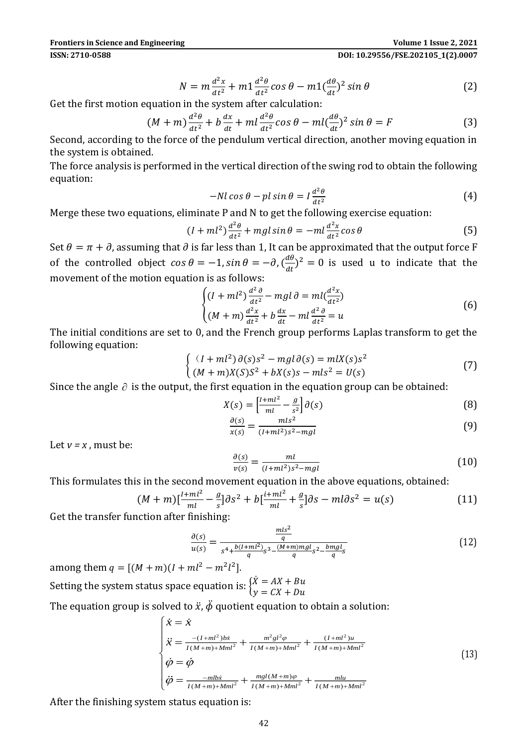$$N = m\frac{d^2x}{dt^2} + m1\frac{d^2\theta}{dt^2}\cos\theta - m1(\frac{d\theta}{dt})^2\sin\theta \tag{2}$$

Get the first motion equation in the system after calculation:

$$(M+m)\frac{d^2\theta}{dt^2} + b\frac{dx}{dt} + ml\frac{d^2\theta}{dt^2}\cos\theta - ml(\frac{d\theta}{dt})^2\sin\theta = F \tag{3}$$

Second, according to the force of the pendulum vertical direction, another moving equation in the system is obtained.

The force analysis is performed in the vertical direction of the swing rod to obtain the following equation:

$$-Nl\cos\theta - pl\sin\theta = I\frac{d^2\theta}{dt^2} \tag{4}$$

Merge these two equations, eliminate P and N to get the following exercise equation:

$$(I+ml^2)\frac{d^2\theta}{dt^2} + mgl\sin\theta = -ml\frac{d^2x}{dt^2}\cos\theta \tag{5}$$

Set $\theta = \pi + \partial$, assuming that $\partial$ is far less than 1, It can be approximated that the output force F of the controlled object $\cos\theta = -1, \sin\theta = -\partial, (\frac{d\theta}{dt})^2 = 0$ is used u to indicate that the movement of the motion equation is as follows:

$$\begin{cases}(I+ml^2)\frac{d^2\partial}{dt^2} - mgl\,\partial = ml(\frac{d^2x}{dt^2}) \\ (M+m)\frac{d^2x}{dt^2} + b\frac{dx}{dt} - ml\frac{d^2\partial}{dt^2} = u\end{cases} \tag{6}$$

The initial conditions are set to 0, and the French group performs Laplas transform to get the following equation:

$$\begin{cases}(I+ml^2)\partial(s)s^2 - mgl\,\partial(s) = mlX(s)s^2 \\ (M+m)X(S)S^2 + bX(s)s - mls^2 = U(s)\end{cases} \tag{7}$$

Since the angle $\partial$ is the output, the first equation in the equation group can be obtained:

$$X(s) = \left[\frac{I+ml^2}{ml} - \frac{g}{s^2}\right]\partial(s) \tag{8}$$

$$\frac{\partial(s)}{x(s)} = \frac{mls^2}{(I+ml^2)s^2 - mgl} \tag{9}$$

Let $v = x$, must be:

$$\frac{\partial(s)}{v(s)} = \frac{ml}{(I+ml^2)s^2 - mgl} \tag{10}$$

This formulates this in the second movement equation in the above equations, obtained:

$$(M+m)\left[\frac{I+ml^2}{ml} - \frac{g}{s}\right]\partial s^2 + b\left[\frac{i+ml^2}{ml} + \frac{g}{s}\right]\partial s - ml\partial s^2 = u(s) \tag{11}$$

Get the transfer function after finishing:

$$\frac{\partial(s)}{u(s)} = \frac{\frac{mls^2}{q}}{s^4 + \frac{b(I+ml^2)}{q}s^3 - \frac{(M+m)mgl}{q}s^2 - \frac{bmgl}{q}s} \tag{12}$$

among them $q = [(M+m)(I+ml^2 - m^2l^2]$.

Setting the system status space equation is: $\begin{cases}\dot{X} = AX + Bu \\ y = CX + Du\end{cases}$

The equation group is solved to $\ddot{x}, \ddot{\varphi}$ quotient equation to obtain a solution:

$$\begin{cases}\dot{x} = \dot{x} \\ \ddot{x} = \frac{-(I+ml^2)b\dot{x}}{I(M+m)+Mml^2} + \frac{m^2gl^2\varphi}{I(M+m)+Mml^2} + \frac{(I+ml^2)u}{I(M+m)+Mml^2} \\ \dot{\varphi} = \dot{\varphi} \\ \ddot{\varphi} = \frac{-mlb\dot{x}}{I(M+m)+Mml^2} + \frac{mgl(M+m)\varphi}{I(M+m)+Mml^2} + \frac{mlu}{I(M+m)+Mml^2}\end{cases} \tag{13}$$

After the finishing system status equation is: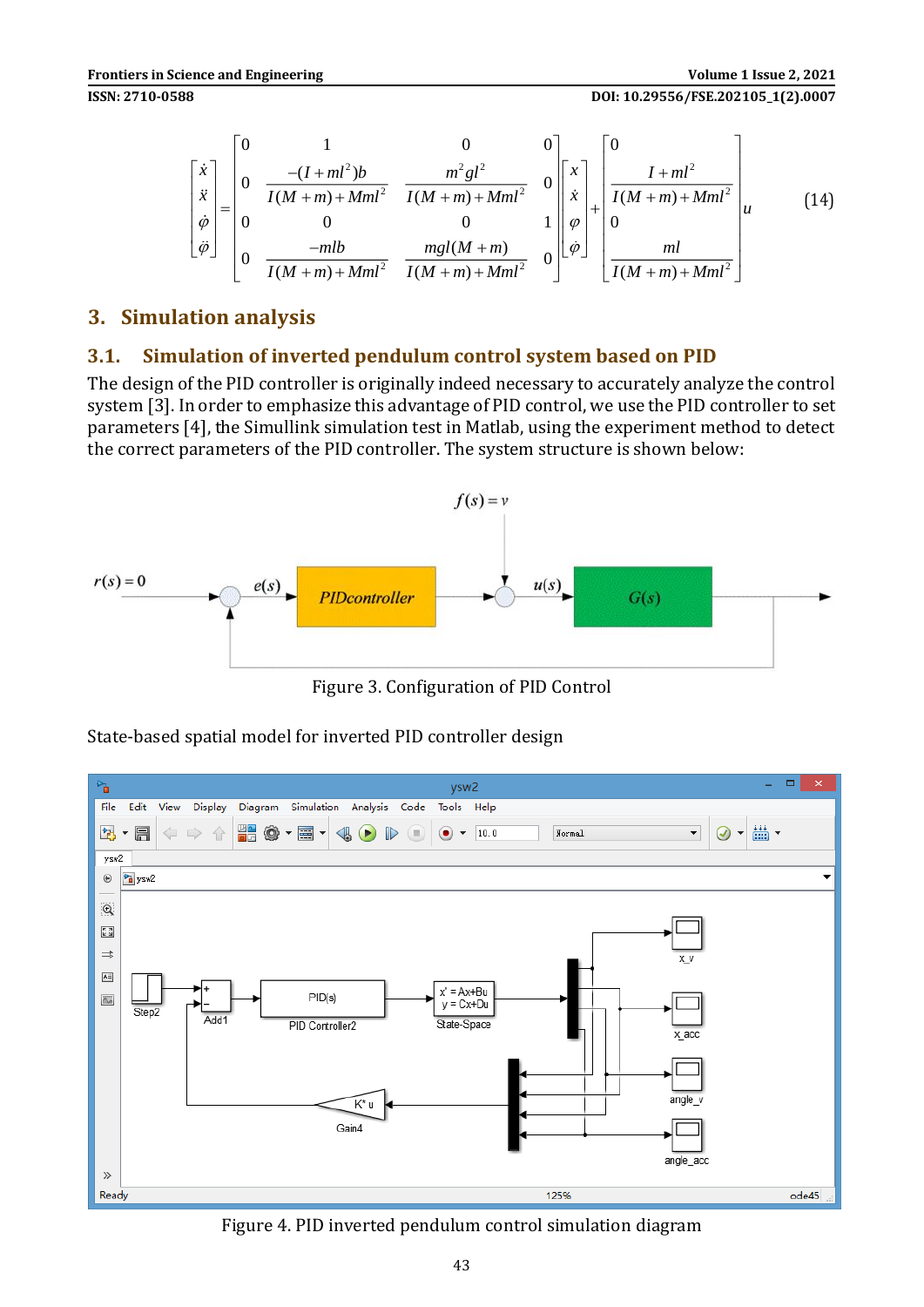$$
\begin{bmatrix} \dot{x} \\ \ddot{x} \\ \dot{\varphi} \\ \ddot{\varphi} \end{bmatrix} = \begin{bmatrix} 0 & 1 & 0 & 0 \\ 0 & \frac{-(I+ml^2)b}{I(M+m)+Mml^2} & \frac{m^2gl^2}{I(M+m)+Mml^2} & 0 \\ 0 & 0 & 0 & 1 \\ 0 & \frac{-mlb}{I(M+m)+Mml^2} & \frac{mgl(M+m)}{I(M+m)+Mml^2} & 0 \end{bmatrix} \begin{bmatrix} x \\ \dot{x} \\ \varphi \\ \dot{\varphi} \end{bmatrix} + \begin{bmatrix} 0 \\ \frac{I+ml^2}{I(M+m)+Mml^2} \\ 0 \\ \frac{ml}{I(M+m)+Mml^2} \end{bmatrix} u \tag{14}
$$

## 3. Simulation analysis

### 3.1. Simulation of inverted pendulum control system based on PID

The design of the PID controller is originally indeed necessary to accurately analyze the control system [3]. In order to emphasize this advantage of PID control, we use the PID controller to set parameters [4], the Simullink simulation test in Matlab, using the experiment method to detect the correct parameters of the PID controller. The system structure is shown below:

Figure 3. Configuration of PID Control

State-based spatial model for inverted PID controller design

Figure 4. PID inverted pendulum control simulation diagram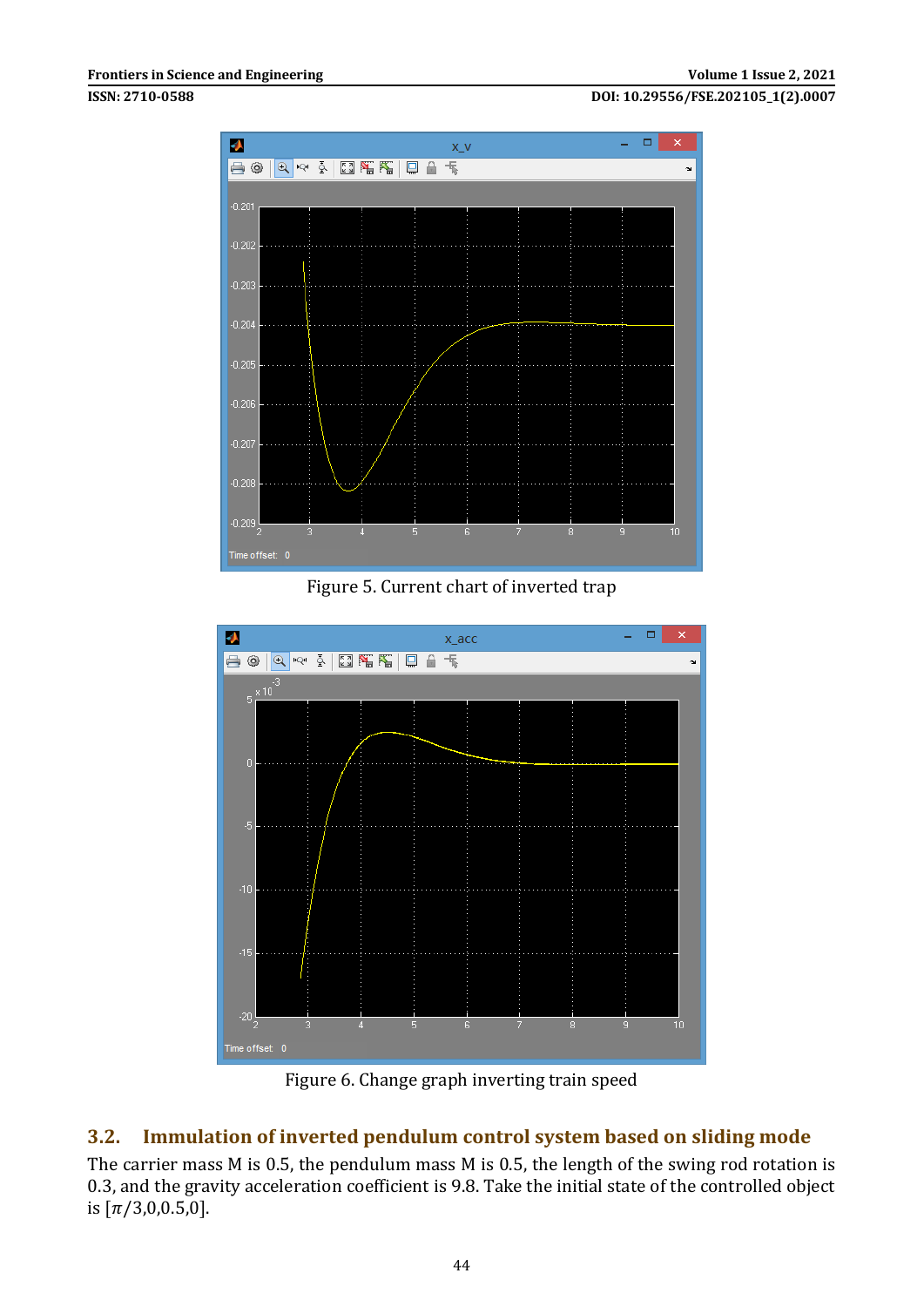Figure 5. Current chart of inverted trap

Figure 6. Change graph inverting train speed

## 3.2. Immulation of inverted pendulum control system based on sliding mode

The carrier mass M is 0.5, the pendulum mass M is 0.5, the length of the swing rod rotation is 0.3, and the gravity acceleration coefficient is 9.8. Take the initial state of the controlled object is $[\pi/3,0,0.5,0]$.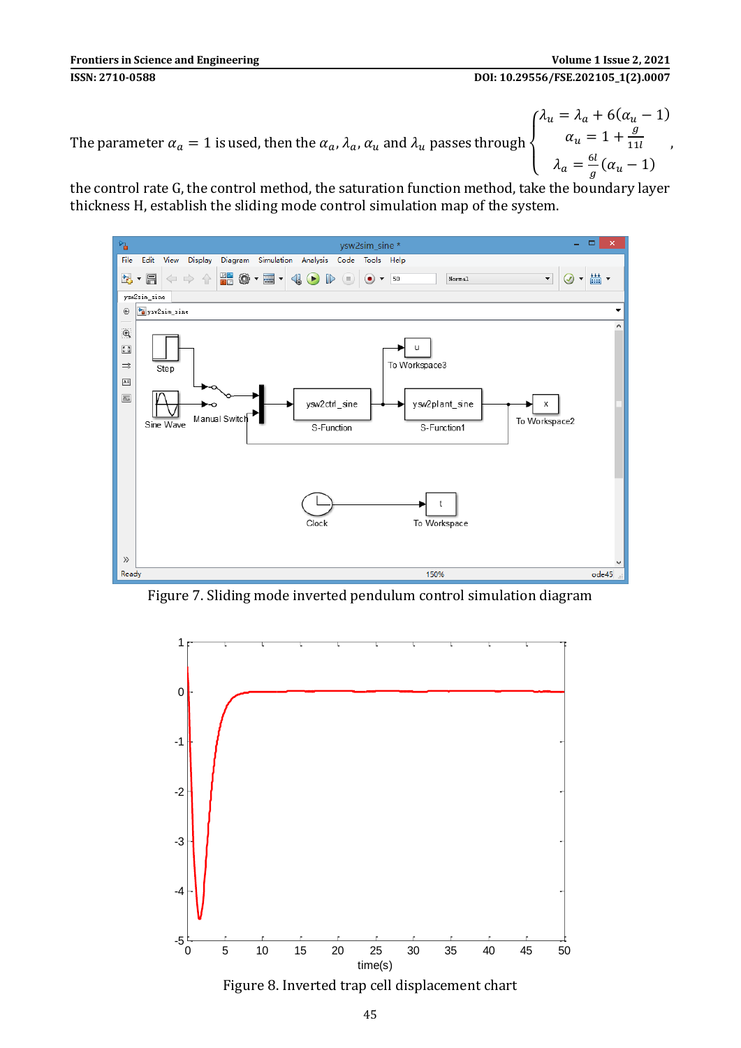The parameter $\alpha_a = 1$ is used, then the $\alpha_a$, $\lambda_a$, $\alpha_u$ and $\lambda_u$ passes through $\begin{cases} \lambda_u = \lambda_a + 6(\alpha_u - 1) \\ \alpha_u = 1 + \frac{g}{11l} \\ \lambda_a = \frac{6l}{g}(\alpha_u - 1) \end{cases}$, the control rate G, the control method, the saturation function method, take the boundary layer thickness H, establish the sliding mode control simulation map of the system.

Figure 7. Sliding mode inverted pendulum control simulation diagram

Figure 8. Inverted trap cell displacement chart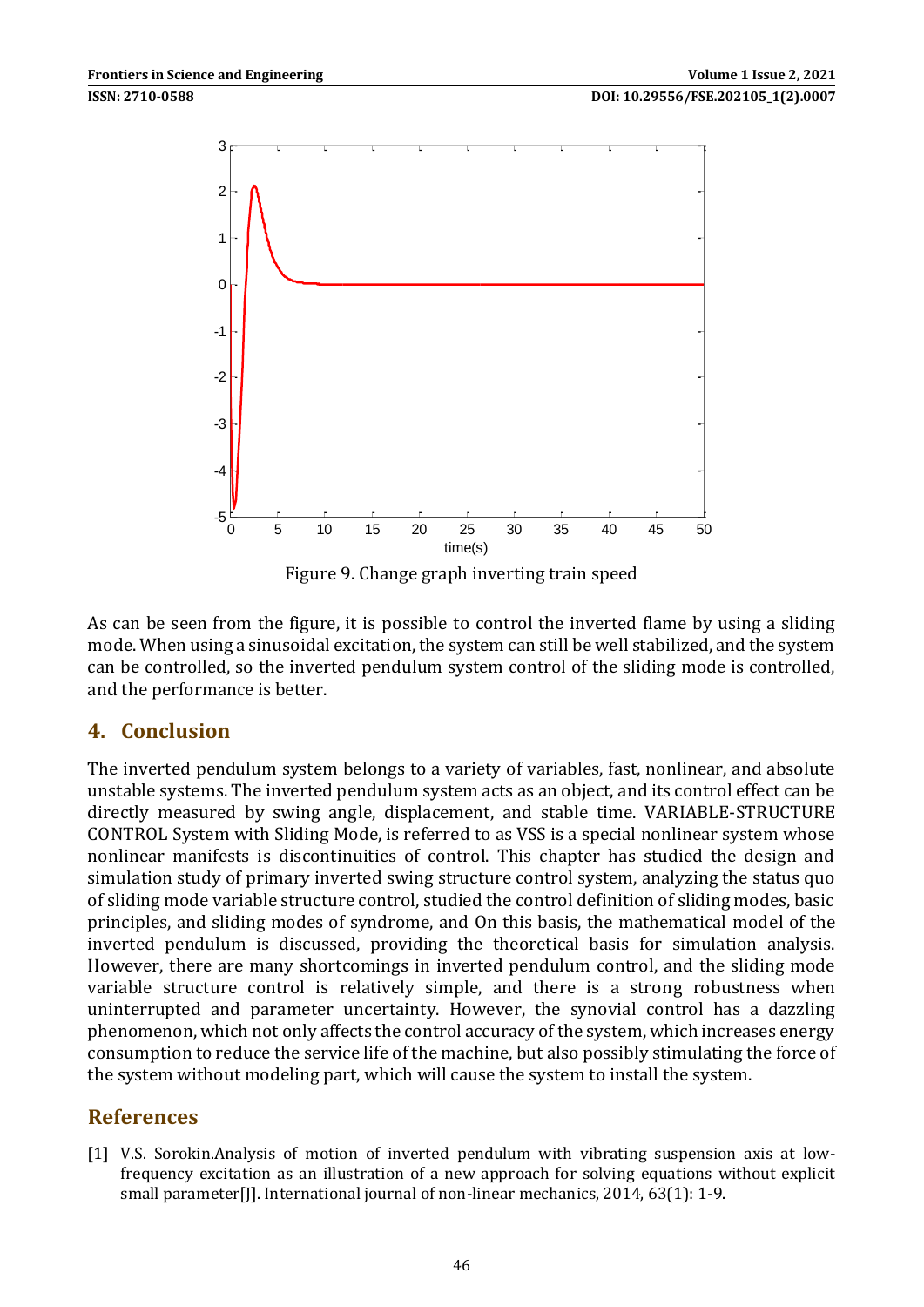Figure 9. Change graph inverting train speed

As can be seen from the figure, it is possible to control the inverted flame by using a sliding mode. When using a sinusoidal excitation, the system can still be well stabilized, and the system can be controlled, so the inverted pendulum system control of the sliding mode is controlled, and the performance is better.

## 4. Conclusion

The inverted pendulum system belongs to a variety of variables, fast, nonlinear, and absolute unstable systems. The inverted pendulum system acts as an object, and its control effect can be directly measured by swing angle, displacement, and stable time. VARIABLE-STRUCTURE CONTROL System with Sliding Mode, is referred to as VSS is a special nonlinear system whose nonlinear manifests is discontinuities of control. This chapter has studied the design and simulation study of primary inverted swing structure control system, analyzing the status quo of sliding mode variable structure control, studied the control definition of sliding modes, basic principles, and sliding modes of syndrome, and On this basis, the mathematical model of the inverted pendulum is discussed, providing the theoretical basis for simulation analysis. However, there are many shortcomings in inverted pendulum control, and the sliding mode variable structure control is relatively simple, and there is a strong robustness when uninterrupted and parameter uncertainty. However, the synovial control has a dazzling phenomenon, which not only affects the control accuracy of the system, which increases energy consumption to reduce the service life of the machine, but also possibly stimulating the force of the system without modeling part, which will cause the system to install the system.

## References

[1] V.S. Sorokin.Analysis of motion of inverted pendulum with vibrating suspension axis at low-frequency excitation as an illustration of a new approach for solving equations without explicit small parameter[J]. International journal of non-linear mechanics, 2014, 63(1): 1-9.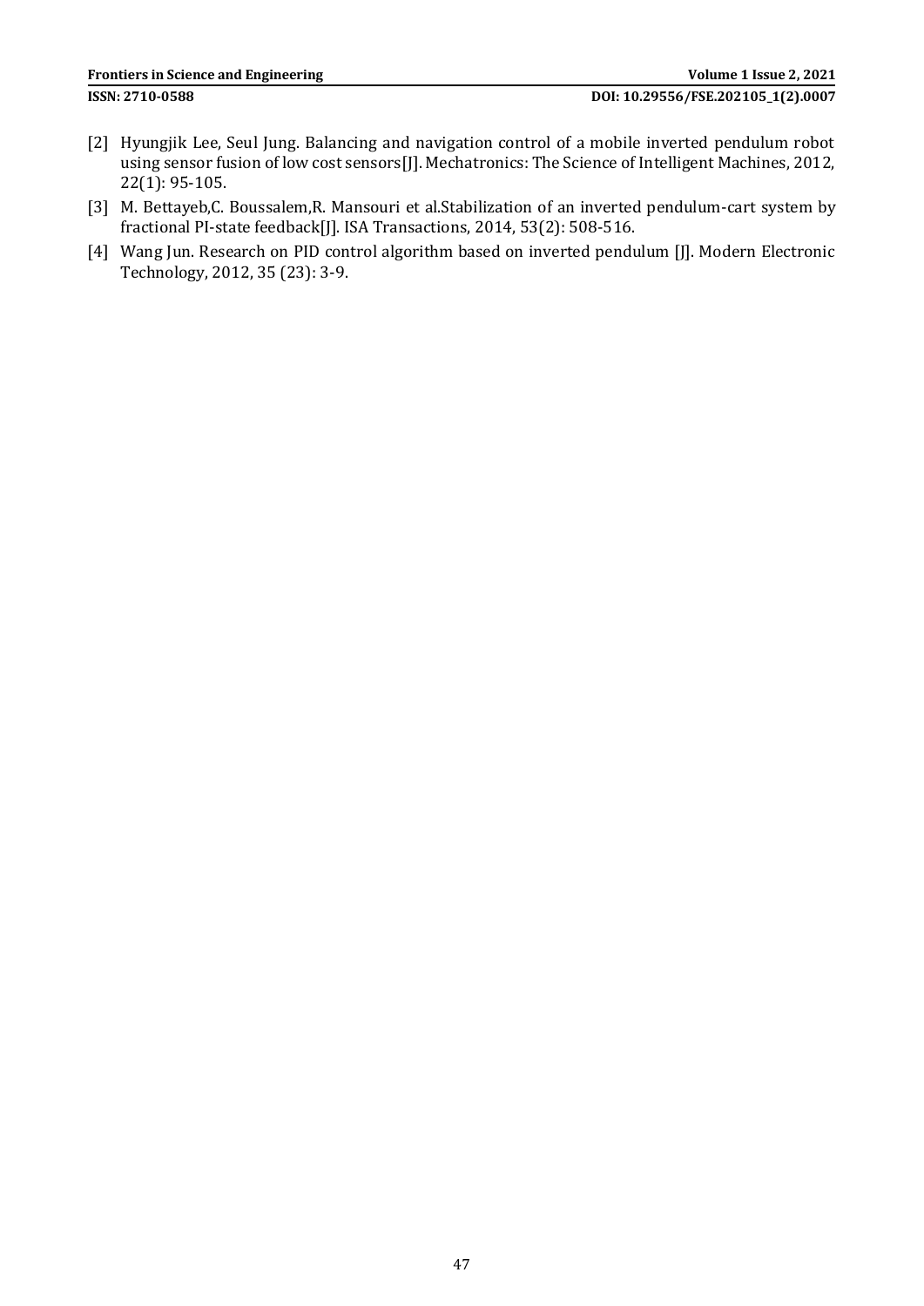[2] Hyungjik Lee, Seul Jung. Balancing and navigation control of a mobile inverted pendulum robot using sensor fusion of low cost sensors[J]. Mechatronics: The Science of Intelligent Machines, 2012, 22(1): 95-105.

[3] M. Bettayeb,C. Boussalem,R. Mansouri et al.Stabilization of an inverted pendulum-cart system by fractional PI-state feedback[J]. ISA Transactions, 2014, 53(2): 508-516.

[4] Wang Jun. Research on PID control algorithm based on inverted pendulum [J]. Modern Electronic Technology, 2012, 35 (23): 3-9.